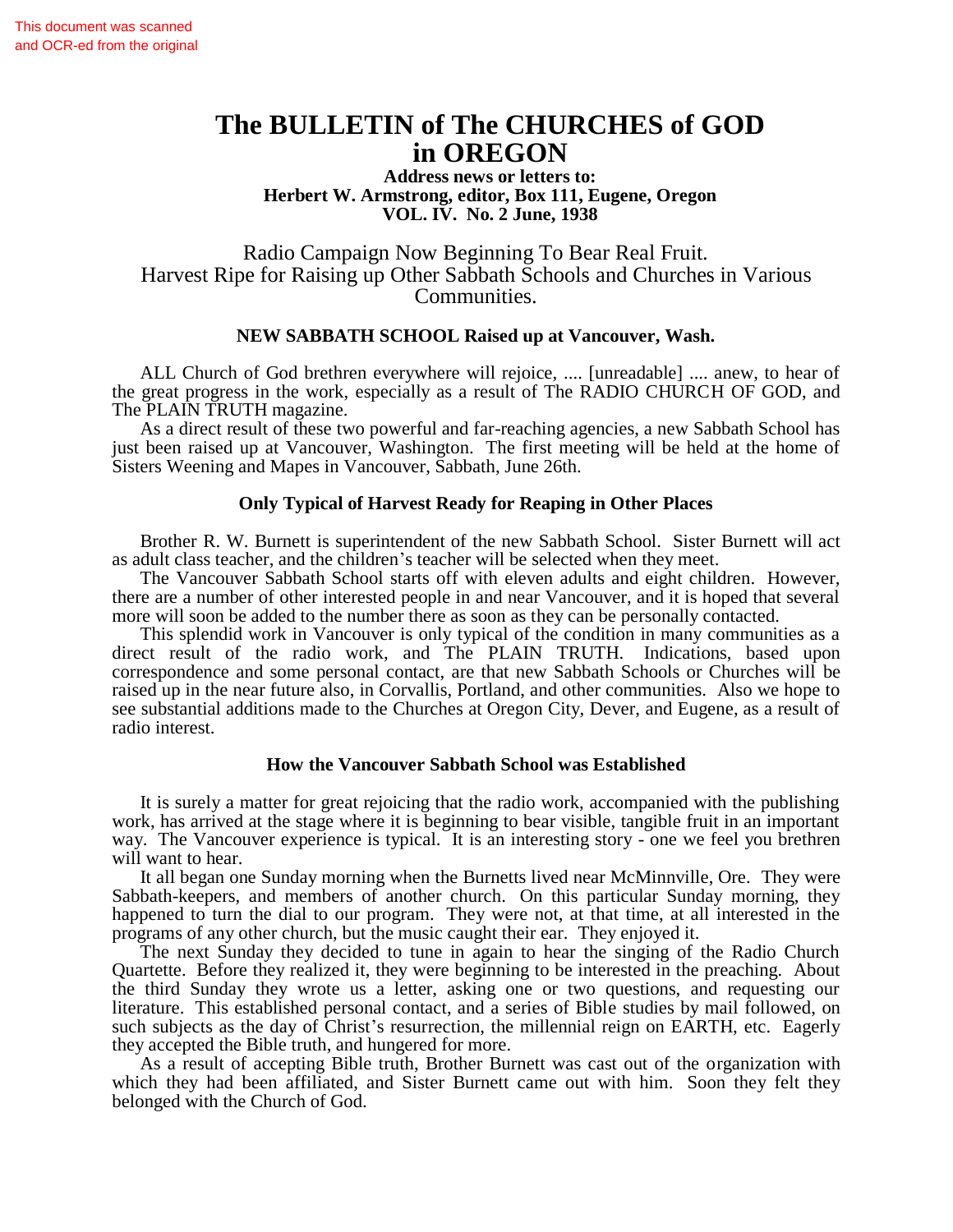This document was scanned and OCR-ed from the original

# The BULLETIN of The CHURCHES of GOD in OREGON

**Address news or letters to:**
**Herbert W. Armstrong, editor, Box 111, Eugene, Oregon**
**VOL. IV. No. 2 June, 1938**

## Radio Campaign Now Beginning To Bear Real Fruit. Harvest Ripe for Raising up Other Sabbath Schools and Churches in Various Communities.

### NEW SABBATH SCHOOL Raised up at Vancouver, Wash.

ALL Church of God brethren everywhere will rejoice, .... [unreadable] .... anew, to hear of the great progress in the work, especially as a result of The RADIO CHURCH OF GOD, and The PLAIN TRUTH magazine.

As a direct result of these two powerful and far-reaching agencies, a new Sabbath School has just been raised up at Vancouver, Washington. The first meeting will be held at the home of Sisters Weening and Mapes in Vancouver, Sabbath, June 26th.

### Only Typical of Harvest Ready for Reaping in Other Places

Brother R. W. Burnett is superintendent of the new Sabbath School. Sister Burnett will act as adult class teacher, and the children's teacher will be selected when they meet.

The Vancouver Sabbath School starts off with eleven adults and eight children. However, there are a number of other interested people in and near Vancouver, and it is hoped that several more will soon be added to the number there as soon as they can be personally contacted.

This splendid work in Vancouver is only typical of the condition in many communities as a direct result of the radio work, and The PLAIN TRUTH. Indications, based upon correspondence and some personal contact, are that new Sabbath Schools or Churches will be raised up in the near future also, in Corvallis, Portland, and other communities. Also we hope to see substantial additions made to the Churches at Oregon City, Dever, and Eugene, as a result of radio interest.

### How the Vancouver Sabbath School was Established

It is surely a matter for great rejoicing that the radio work, accompanied with the publishing work, has arrived at the stage where it is beginning to bear visible, tangible fruit in an important way. The Vancouver experience is typical. It is an interesting story - one we feel you brethren will want to hear.

It all began one Sunday morning when the Burnetts lived near McMinnville, Ore. They were Sabbath-keepers, and members of another church. On this particular Sunday morning, they happened to turn the dial to our program. They were not, at that time, at all interested in the programs of any other church, but the music caught their ear. They enjoyed it.

The next Sunday they decided to tune in again to hear the singing of the Radio Church Quartette. Before they realized it, they were beginning to be interested in the preaching. About the third Sunday they wrote us a letter, asking one or two questions, and requesting our literature. This established personal contact, and a series of Bible studies by mail followed, on such subjects as the day of Christ's resurrection, the millennial reign on EARTH, etc. Eagerly they accepted the Bible truth, and hungered for more.

As a result of accepting Bible truth, Brother Burnett was cast out of the organization with which they had been affiliated, and Sister Burnett came out with him. Soon they felt they belonged with the Church of God.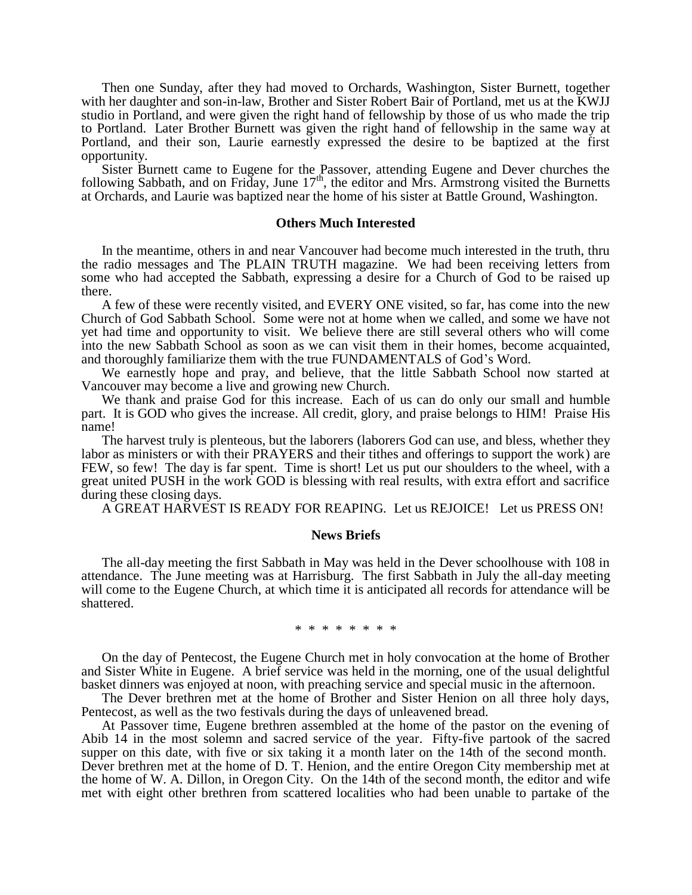Then one Sunday, after they had moved to Orchards, Washington, Sister Burnett, together with her daughter and son-in-law, Brother and Sister Robert Bair of Portland, met us at the KWJJ studio in Portland, and were given the right hand of fellowship by those of us who made the trip to Portland. Later Brother Burnett was given the right hand of fellowship in the same way at Portland, and their son, Laurie earnestly expressed the desire to be baptized at the first opportunity.

Sister Burnett came to Eugene for the Passover, attending Eugene and Dever churches the following Sabbath, and on Friday, June 17th, the editor and Mrs. Armstrong visited the Burnetts at Orchards, and Laurie was baptized near the home of his sister at Battle Ground, Washington.

### Others Much Interested

In the meantime, others in and near Vancouver had become much interested in the truth, thru the radio messages and The PLAIN TRUTH magazine. We had been receiving letters from some who had accepted the Sabbath, expressing a desire for a Church of God to be raised up there.

A few of these were recently visited, and EVERY ONE visited, so far, has come into the new Church of God Sabbath School. Some were not at home when we called, and some we have not yet had time and opportunity to visit. We believe there are still several others who will come into the new Sabbath School as soon as we can visit them in their homes, become acquainted, and thoroughly familiarize them with the true FUNDAMENTALS of God's Word.

We earnestly hope and pray, and believe, that the little Sabbath School now started at Vancouver may become a live and growing new Church.

We thank and praise God for this increase. Each of us can do only our small and humble part. It is GOD who gives the increase. All credit, glory, and praise belongs to HIM! Praise His name!

The harvest truly is plenteous, but the laborers (laborers God can use, and bless, whether they labor as ministers or with their PRAYERS and their tithes and offerings to support the work) are FEW, so few! The day is far spent. Time is short! Let us put our shoulders to the wheel, with a great united PUSH in the work GOD is blessing with real results, with extra effort and sacrifice during these closing days.

A GREAT HARVEST IS READY FOR REAPING. Let us REJOICE! Let us PRESS ON!

### News Briefs

The all-day meeting the first Sabbath in May was held in the Dever schoolhouse with 108 in attendance. The June meeting was at Harrisburg. The first Sabbath in July the all-day meeting will come to the Eugene Church, at which time it is anticipated all records for attendance will be shattered.

\* \* \* \* \* \* \* \*

On the day of Pentecost, the Eugene Church met in holy convocation at the home of Brother and Sister White in Eugene. A brief service was held in the morning, one of the usual delightful basket dinners was enjoyed at noon, with preaching service and special music in the afternoon.

The Dever brethren met at the home of Brother and Sister Henion on all three holy days, Pentecost, as well as the two festivals during the days of unleavened bread.

At Passover time, Eugene brethren assembled at the home of the pastor on the evening of Abib 14 in the most solemn and sacred service of the year. Fifty-five partook of the sacred supper on this date, with five or six taking it a month later on the 14th of the second month. Dever brethren met at the home of D. T. Henion, and the entire Oregon City membership met at the home of W. A. Dillon, in Oregon City. On the 14th of the second month, the editor and wife met with eight other brethren from scattered localities who had been unable to partake of the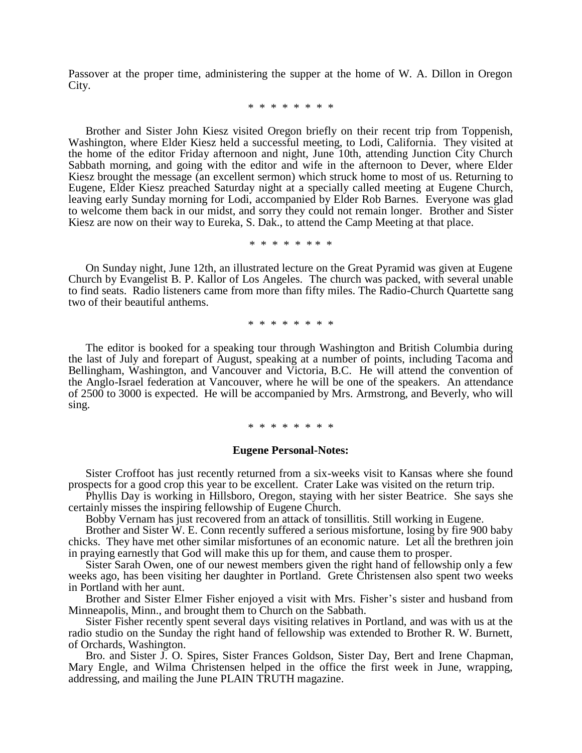Passover at the proper time, administering the supper at the home of W. A. Dillon in Oregon City.

* * * * * * * * *

Brother and Sister John Kiesz visited Oregon briefly on their recent trip from Toppenish, Washington, where Elder Kiesz held a successful meeting, to Lodi, California. They visited at the home of the editor Friday afternoon and night, June 10th, attending Junction City Church Sabbath morning, and going with the editor and wife in the afternoon to Dever, where Elder Kiesz brought the message (an excellent sermon) which struck home to most of us. Returning to Eugene, Elder Kiesz preached Saturday night at a specially called meeting at Eugene Church, leaving early Sunday morning for Lodi, accompanied by Elder Rob Barnes. Everyone was glad to welcome them back in our midst, and sorry they could not remain longer. Brother and Sister Kiesz are now on their way to Eureka, S. Dak., to attend the Camp Meeting at that place.

* * * * * * * * *

On Sunday night, June 12th, an illustrated lecture on the Great Pyramid was given at Eugene Church by Evangelist B. P. Kallor of Los Angeles. The church was packed, with several unable to find seats. Radio listeners came from more than fifty miles. The Radio-Church Quartette sang two of their beautiful anthems.

* * * * * * * * *

The editor is booked for a speaking tour through Washington and British Columbia during the last of July and forepart of August, speaking at a number of points, including Tacoma and Bellingham, Washington, and Vancouver and Victoria, B.C. He will attend the convention of the Anglo-Israel federation at Vancouver, where he will be one of the speakers. An attendance of 2500 to 3000 is expected. He will be accompanied by Mrs. Armstrong, and Beverly, who will sing.

* * * * * * * * *

**Eugene Personal-Notes:**

Sister Croffoot has just recently returned from a six-weeks visit to Kansas where she found prospects for a good crop this year to be excellent. Crater Lake was visited on the return trip.

Phyllis Day is working in Hillsboro, Oregon, staying with her sister Beatrice. She says she certainly misses the inspiring fellowship of Eugene Church.

Bobby Vernam has just recovered from an attack of tonsillitis. Still working in Eugene.

Brother and Sister W. E. Conn recently suffered a serious misfortune, losing by fire 900 baby chicks. They have met other similar misfortunes of an economic nature. Let all the brethren join in praying earnestly that God will make this up for them, and cause them to prosper.

Sister Sarah Owen, one of our newest members given the right hand of fellowship only a few weeks ago, has been visiting her daughter in Portland. Grete Christensen also spent two weeks in Portland with her aunt.

Brother and Sister Elmer Fisher enjoyed a visit with Mrs. Fisher's sister and husband from Minneapolis, Minn., and brought them to Church on the Sabbath.

Sister Fisher recently spent several days visiting relatives in Portland, and was with us at the radio studio on the Sunday the right hand of fellowship was extended to Brother R. W. Burnett, of Orchards, Washington.

Bro. and Sister J. O. Spires, Sister Frances Goldson, Sister Day, Bert and Irene Chapman, Mary Engle, and Wilma Christensen helped in the office the first week in June, wrapping, addressing, and mailing the June PLAIN TRUTH magazine.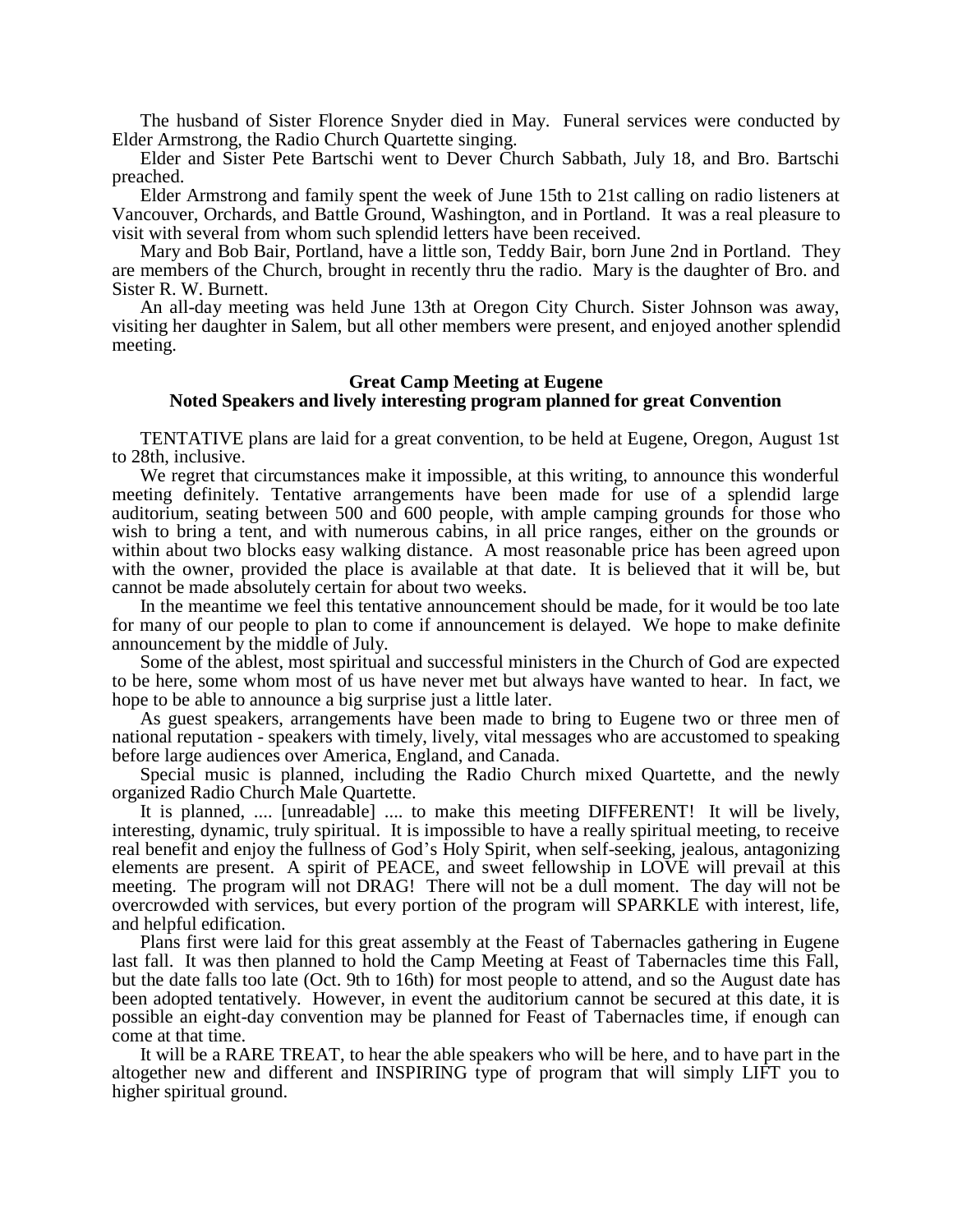The husband of Sister Florence Snyder died in May. Funeral services were conducted by Elder Armstrong, the Radio Church Quartette singing.

Elder and Sister Pete Bartschi went to Dever Church Sabbath, July 18, and Bro. Bartschi preached.

Elder Armstrong and family spent the week of June 15th to 21st calling on radio listeners at Vancouver, Orchards, and Battle Ground, Washington, and in Portland. It was a real pleasure to visit with several from whom such splendid letters have been received.

Mary and Bob Bair, Portland, have a little son, Teddy Bair, born June 2nd in Portland. They are members of the Church, brought in recently thru the radio. Mary is the daughter of Bro. and Sister R. W. Burnett.

An all-day meeting was held June 13th at Oregon City Church. Sister Johnson was away, visiting her daughter in Salem, but all other members were present, and enjoyed another splendid meeting.

## Great Camp Meeting at Eugene
### Noted Speakers and lively interesting program planned for great Convention

TENTATIVE plans are laid for a great convention, to be held at Eugene, Oregon, August 1st to 28th, inclusive.

We regret that circumstances make it impossible, at this writing, to announce this wonderful meeting definitely. Tentative arrangements have been made for use of a splendid large auditorium, seating between 500 and 600 people, with ample camping grounds for those who wish to bring a tent, and with numerous cabins, in all price ranges, either on the grounds or within about two blocks easy walking distance. A most reasonable price has been agreed upon with the owner, provided the place is available at that date. It is believed that it will be, but cannot be made absolutely certain for about two weeks.

In the meantime we feel this tentative announcement should be made, for it would be too late for many of our people to plan to come if announcement is delayed. We hope to make definite announcement by the middle of July.

Some of the ablest, most spiritual and successful ministers in the Church of God are expected to be here, some whom most of us have never met but always have wanted to hear. In fact, we hope to be able to announce a big surprise just a little later.

As guest speakers, arrangements have been made to bring to Eugene two or three men of national reputation - speakers with timely, lively, vital messages who are accustomed to speaking before large audiences over America, England, and Canada.

Special music is planned, including the Radio Church mixed Quartette, and the newly organized Radio Church Male Quartette.

It is planned, .... [unreadable] .... to make this meeting DIFFERENT! It will be lively, interesting, dynamic, truly spiritual. It is impossible to have a really spiritual meeting, to receive real benefit and enjoy the fullness of God's Holy Spirit, when self-seeking, jealous, antagonizing elements are present. A spirit of PEACE, and sweet fellowship in LOVE will prevail at this meeting. The program will not DRAG! There will not be a dull moment. The day will not be overcrowded with services, but every portion of the program will SPARKLE with interest, life, and helpful edification.

Plans first were laid for this great assembly at the Feast of Tabernacles gathering in Eugene last fall. It was then planned to hold the Camp Meeting at Feast of Tabernacles time this Fall, but the date falls too late (Oct. 9th to 16th) for most people to attend, and so the August date has been adopted tentatively. However, in event the auditorium cannot be secured at this date, it is possible an eight-day convention may be planned for Feast of Tabernacles time, if enough can come at that time.

It will be a RARE TREAT, to hear the able speakers who will be here, and to have part in the altogether new and different and INSPIRING type of program that will simply LIFT you to higher spiritual ground.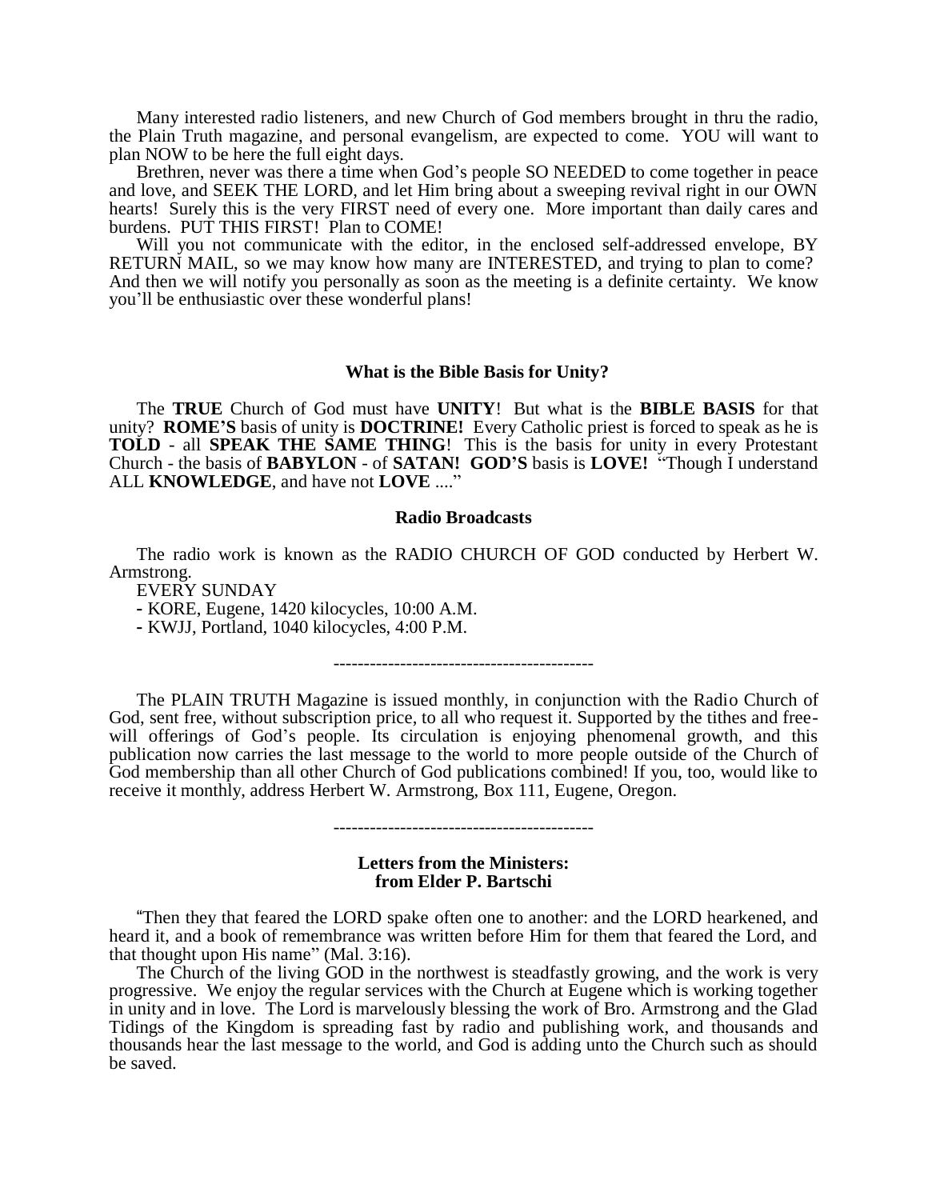Many interested radio listeners, and new Church of God members brought in thru the radio, the Plain Truth magazine, and personal evangelism, are expected to come. YOU will want to plan NOW to be here the full eight days.

Brethren, never was there a time when God's people SO NEEDED to come together in peace and love, and SEEK THE LORD, and let Him bring about a sweeping revival right in our OWN hearts! Surely this is the very FIRST need of every one. More important than daily cares and burdens. PUT THIS FIRST! Plan to COME!

Will you not communicate with the editor, in the enclosed self-addressed envelope, BY RETURN MAIL, so we may know how many are INTERESTED, and trying to plan to come? And then we will notify you personally as soon as the meeting is a definite certainty. We know you'll be enthusiastic over these wonderful plans!

### What is the Bible Basis for Unity?

The **TRUE** Church of God must have **UNITY**! But what is the **BIBLE BASIS** for that unity? **ROME'S** basis of unity is **DOCTRINE!** Every Catholic priest is forced to speak as he is **TOLD** - all **SPEAK THE SAME THING**! This is the basis for unity in every Protestant Church - the basis of **BABYLON** - of **SATAN! GOD'S** basis is **LOVE!** "Though I understand ALL **KNOWLEDGE**, and have not **LOVE** ...."

### Radio Broadcasts

The radio work is known as the RADIO CHURCH OF GOD conducted by Herbert W. Armstrong.

EVERY SUNDAY

- KORE, Eugene, 1420 kilocycles, 10:00 A.M.
- KWJJ, Portland, 1040 kilocycles, 4:00 P.M.

-------------------------------------------

The PLAIN TRUTH Magazine is issued monthly, in conjunction with the Radio Church of God, sent free, without subscription price, to all who request it. Supported by the tithes and free-will offerings of God's people. Its circulation is enjoying phenomenal growth, and this publication now carries the last message to the world to more people outside of the Church of God membership than all other Church of God publications combined! If you, too, would like to receive it monthly, address Herbert W. Armstrong, Box 111, Eugene, Oregon.

-------------------------------------------

### Letters from the Ministers: from Elder P. Bartschi

"Then they that feared the LORD spake often one to another: and the LORD hearkened, and heard it, and a book of remembrance was written before Him for them that feared the Lord, and that thought upon His name" (Mal. 3:16).

The Church of the living GOD in the northwest is steadfastly growing, and the work is very progressive. We enjoy the regular services with the Church at Eugene which is working together in unity and in love. The Lord is marvelously blessing the work of Bro. Armstrong and the Glad Tidings of the Kingdom is spreading fast by radio and publishing work, and thousands and thousands hear the last message to the world, and God is adding unto the Church such as should be saved.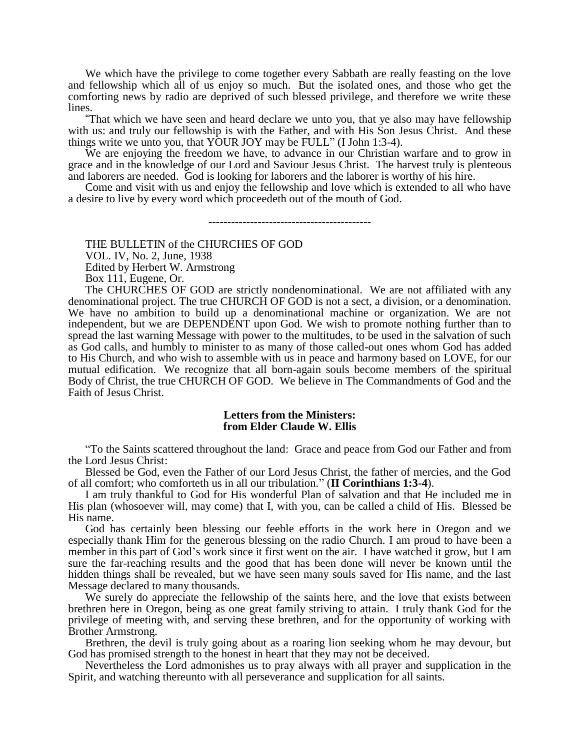We which have the privilege to come together every Sabbath are really feasting on the love and fellowship which all of us enjoy so much. But the isolated ones, and those who get the comforting news by radio are deprived of such blessed privilege, and therefore we write these lines.

"That which we have seen and heard declare we unto you, that ye also may have fellowship with us: and truly our fellowship is with the Father, and with His Son Jesus Christ. And these things write we unto you, that YOUR JOY may be FULL" (I John 1:3-4).

We are enjoying the freedom we have, to advance in our Christian warfare and to grow in grace and in the knowledge of our Lord and Saviour Jesus Christ. The harvest truly is plenteous and laborers are needed. God is looking for laborers and the laborer is worthy of his hire.

Come and visit with us and enjoy the fellowship and love which is extended to all who have a desire to live by every word which proceedeth out of the mouth of God.

-------------------------------------------

THE BULLETIN of the CHURCHES OF GOD
VOL. IV, No. 2, June, 1938
Edited by Herbert W. Armstrong
Box 111, Eugene, Or.

The CHURCHES OF GOD are strictly nondenominational. We are not affiliated with any denominational project. The true CHURCH OF GOD is not a sect, a division, or a denomination. We have no ambition to build up a denominational machine or organization. We are not independent, but we are DEPENDENT upon God. We wish to promote nothing further than to spread the last warning Message with power to the multitudes, to be used in the salvation of such as God calls, and humbly to minister to as many of those called-out ones whom God has added to His Church, and who wish to assemble with us in peace and harmony based on LOVE, for our mutual edification. We recognize that all born-again souls become members of the spiritual Body of Christ, the true CHURCH OF GOD. We believe in The Commandments of God and the Faith of Jesus Christ.

**Letters from the Ministers:**
**from Elder Claude W. Ellis**

"To the Saints scattered throughout the land: Grace and peace from God our Father and from the Lord Jesus Christ:

Blessed be God, even the Father of our Lord Jesus Christ, the father of mercies, and the God of all comfort; who comforteth us in all our tribulation." (**II Corinthians 1:3-4**).

I am truly thankful to God for His wonderful Plan of salvation and that He included me in His plan (whosoever will, may come) that I, with you, can be called a child of His. Blessed be His name.

God has certainly been blessing our feeble efforts in the work here in Oregon and we especially thank Him for the generous blessing on the radio Church. I am proud to have been a member in this part of God's work since it first went on the air. I have watched it grow, but I am sure the far-reaching results and the good that has been done will never be known until the hidden things shall be revealed, but we have seen many souls saved for His name, and the last Message declared to many thousands.

We surely do appreciate the fellowship of the saints here, and the love that exists between brethren here in Oregon, being as one great family striving to attain. I truly thank God for the privilege of meeting with, and serving these brethren, and for the opportunity of working with Brother Armstrong.

Brethren, the devil is truly going about as a roaring lion seeking whom he may devour, but God has promised strength to the honest in heart that they may not be deceived.

Nevertheless the Lord admonishes us to pray always with all prayer and supplication in the Spirit, and watching thereunto with all perseverance and supplication for all saints.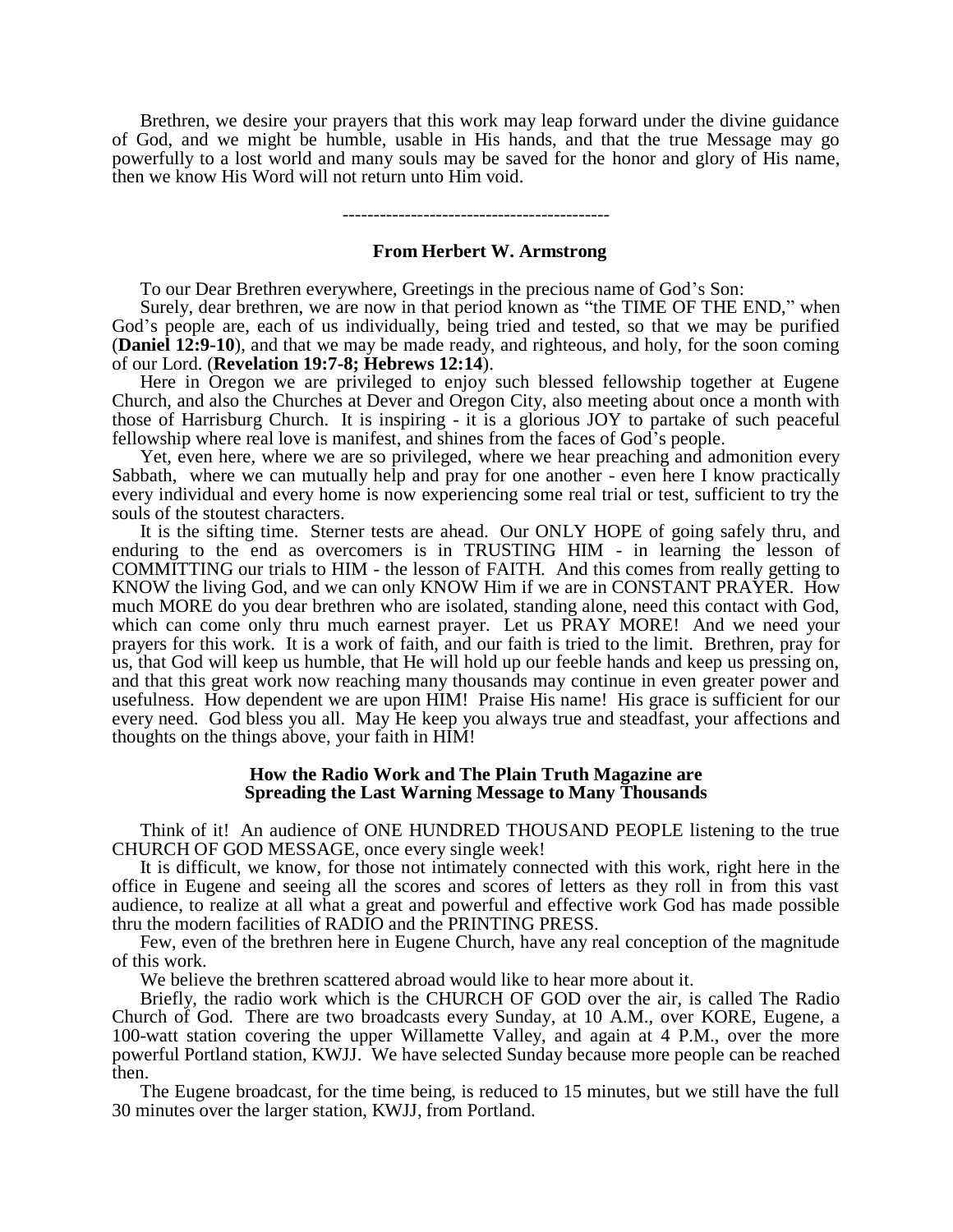Brethren, we desire your prayers that this work may leap forward under the divine guidance of God, and we might be humble, usable in His hands, and that the true Message may go powerfully to a lost world and many souls may be saved for the honor and glory of His name, then we know His Word will not return unto Him void.

-------------------------------------------

**From Herbert W. Armstrong**

To our Dear Brethren everywhere, Greetings in the precious name of God's Son:

Surely, dear brethren, we are now in that period known as "the TIME OF THE END," when God's people are, each of us individually, being tried and tested, so that we may be purified (**Daniel 12:9-10**), and that we may be made ready, and righteous, and holy, for the soon coming of our Lord. (**Revelation 19:7-8; Hebrews 12:14**).

Here in Oregon we are privileged to enjoy such blessed fellowship together at Eugene Church, and also the Churches at Dever and Oregon City, also meeting about once a month with those of Harrisburg Church. It is inspiring - it is a glorious JOY to partake of such peaceful fellowship where real love is manifest, and shines from the faces of God's people.

Yet, even here, where we are so privileged, where we hear preaching and admonition every Sabbath, where we can mutually help and pray for one another - even here I know practically every individual and every home is now experiencing some real trial or test, sufficient to try the souls of the stoutest characters.

It is the sifting time. Sterner tests are ahead. Our ONLY HOPE of going safely thru, and enduring to the end as overcomers is in TRUSTING HIM - in learning the lesson of COMMITTING our trials to HIM - the lesson of FAITH. And this comes from really getting to KNOW the living God, and we can only KNOW Him if we are in CONSTANT PRAYER. How much MORE do you dear brethren who are isolated, standing alone, need this contact with God, which can come only thru much earnest prayer. Let us PRAY MORE! And we need your prayers for this work. It is a work of faith, and our faith is tried to the limit. Brethren, pray for us, that God will keep us humble, that He will hold up our feeble hands and keep us pressing on, and that this great work now reaching many thousands may continue in even greater power and usefulness. How dependent we are upon HIM! Praise His name! His grace is sufficient for our every need. God bless you all. May He keep you always true and steadfast, your affections and thoughts on the things above, your faith in HIM!

**How the Radio Work and The Plain Truth Magazine are Spreading the Last Warning Message to Many Thousands**

Think of it! An audience of ONE HUNDRED THOUSAND PEOPLE listening to the true CHURCH OF GOD MESSAGE, once every single week!

It is difficult, we know, for those not intimately connected with this work, right here in the office in Eugene and seeing all the scores and scores of letters as they roll in from this vast audience, to realize at all what a great and powerful and effective work God has made possible thru the modern facilities of RADIO and the PRINTING PRESS.

Few, even of the brethren here in Eugene Church, have any real conception of the magnitude of this work.

We believe the brethren scattered abroad would like to hear more about it.

Briefly, the radio work which is the CHURCH OF GOD over the air, is called The Radio Church of God. There are two broadcasts every Sunday, at 10 A.M., over KORE, Eugene, a 100-watt station covering the upper Willamette Valley, and again at 4 P.M., over the more powerful Portland station, KWJJ. We have selected Sunday because more people can be reached then.

The Eugene broadcast, for the time being, is reduced to 15 minutes, but we still have the full 30 minutes over the larger station, KWJJ, from Portland.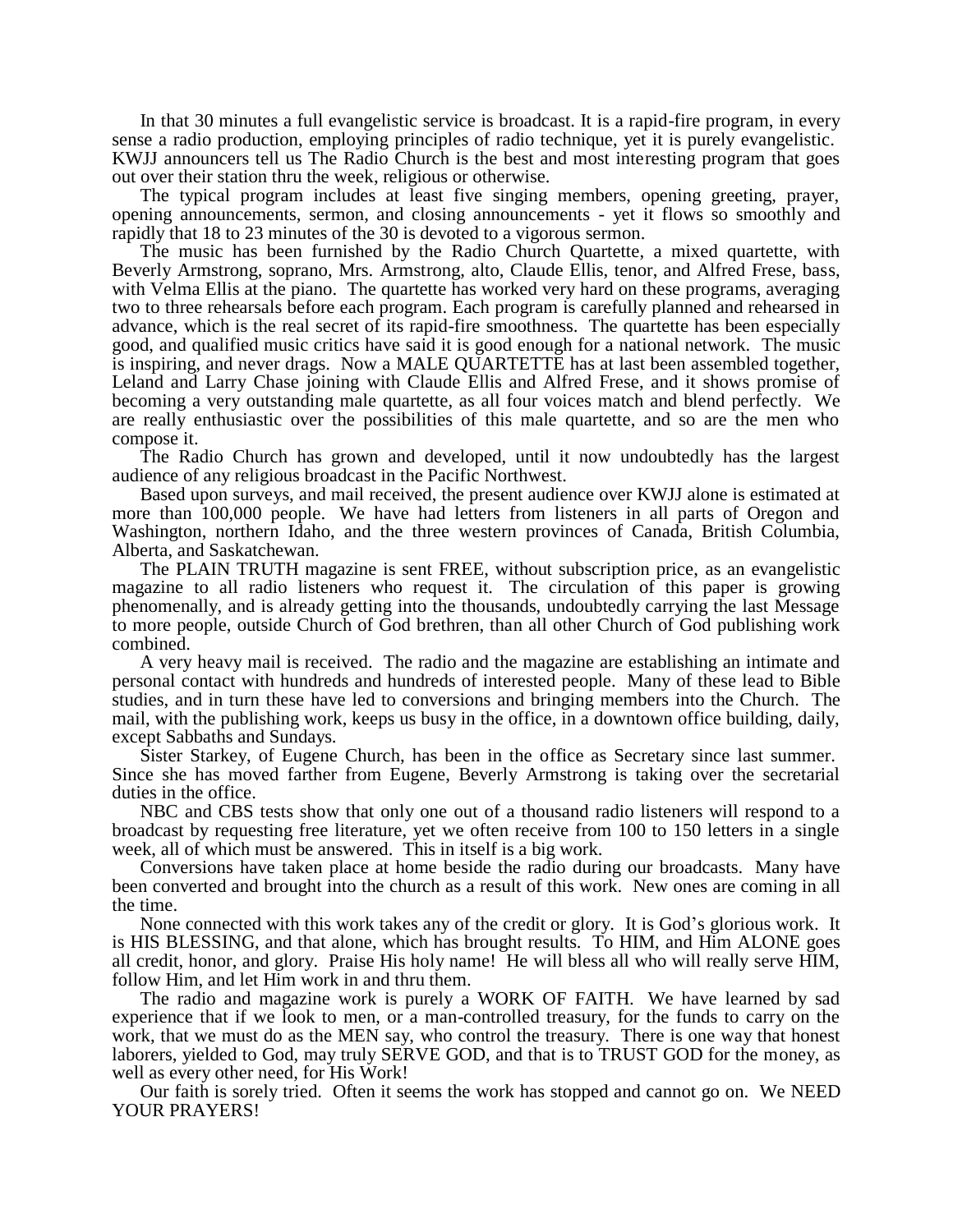In that 30 minutes a full evangelistic service is broadcast. It is a rapid-fire program, in every sense a radio production, employing principles of radio technique, yet it is purely evangelistic. KWJJ announcers tell us The Radio Church is the best and most interesting program that goes out over their station thru the week, religious or otherwise.

The typical program includes at least five singing members, opening greeting, prayer, opening announcements, sermon, and closing announcements - yet it flows so smoothly and rapidly that 18 to 23 minutes of the 30 is devoted to a vigorous sermon.

The music has been furnished by the Radio Church Quartette, a mixed quartette, with Beverly Armstrong, soprano, Mrs. Armstrong, alto, Claude Ellis, tenor, and Alfred Frese, bass, with Velma Ellis at the piano. The quartette has worked very hard on these programs, averaging two to three rehearsals before each program. Each program is carefully planned and rehearsed in advance, which is the real secret of its rapid-fire smoothness. The quartette has been especially good, and qualified music critics have said it is good enough for a national network. The music is inspiring, and never drags. Now a MALE QUARTETTE has at last been assembled together, Leland and Larry Chase joining with Claude Ellis and Alfred Frese, and it shows promise of becoming a very outstanding male quartette, as all four voices match and blend perfectly. We are really enthusiastic over the possibilities of this male quartette, and so are the men who compose it.

The Radio Church has grown and developed, until it now undoubtedly has the largest audience of any religious broadcast in the Pacific Northwest.

Based upon surveys, and mail received, the present audience over KWJJ alone is estimated at more than 100,000 people. We have had letters from listeners in all parts of Oregon and Washington, northern Idaho, and the three western provinces of Canada, British Columbia, Alberta, and Saskatchewan.

The PLAIN TRUTH magazine is sent FREE, without subscription price, as an evangelistic magazine to all radio listeners who request it. The circulation of this paper is growing phenomenally, and is already getting into the thousands, undoubtedly carrying the last Message to more people, outside Church of God brethren, than all other Church of God publishing work combined.

A very heavy mail is received. The radio and the magazine are establishing an intimate and personal contact with hundreds and hundreds of interested people. Many of these lead to Bible studies, and in turn these have led to conversions and bringing members into the Church. The mail, with the publishing work, keeps us busy in the office, in a downtown office building, daily, except Sabbaths and Sundays.

Sister Starkey, of Eugene Church, has been in the office as Secretary since last summer. Since she has moved farther from Eugene, Beverly Armstrong is taking over the secretarial duties in the office.

NBC and CBS tests show that only one out of a thousand radio listeners will respond to a broadcast by requesting free literature, yet we often receive from 100 to 150 letters in a single week, all of which must be answered. This in itself is a big work.

Conversions have taken place at home beside the radio during our broadcasts. Many have been converted and brought into the church as a result of this work. New ones are coming in all the time.

None connected with this work takes any of the credit or glory. It is God's glorious work. It is HIS BLESSING, and that alone, which has brought results. To HIM, and Him ALONE goes all credit, honor, and glory. Praise His holy name! He will bless all who will really serve HIM, follow Him, and let Him work in and thru them.

The radio and magazine work is purely a WORK OF FAITH. We have learned by sad experience that if we look to men, or a man-controlled treasury, for the funds to carry on the work, that we must do as the MEN say, who control the treasury. There is one way that honest laborers, yielded to God, may truly SERVE GOD, and that is to TRUST GOD for the money, as well as every other need, for His Work!

Our faith is sorely tried. Often it seems the work has stopped and cannot go on. We NEED YOUR PRAYERS!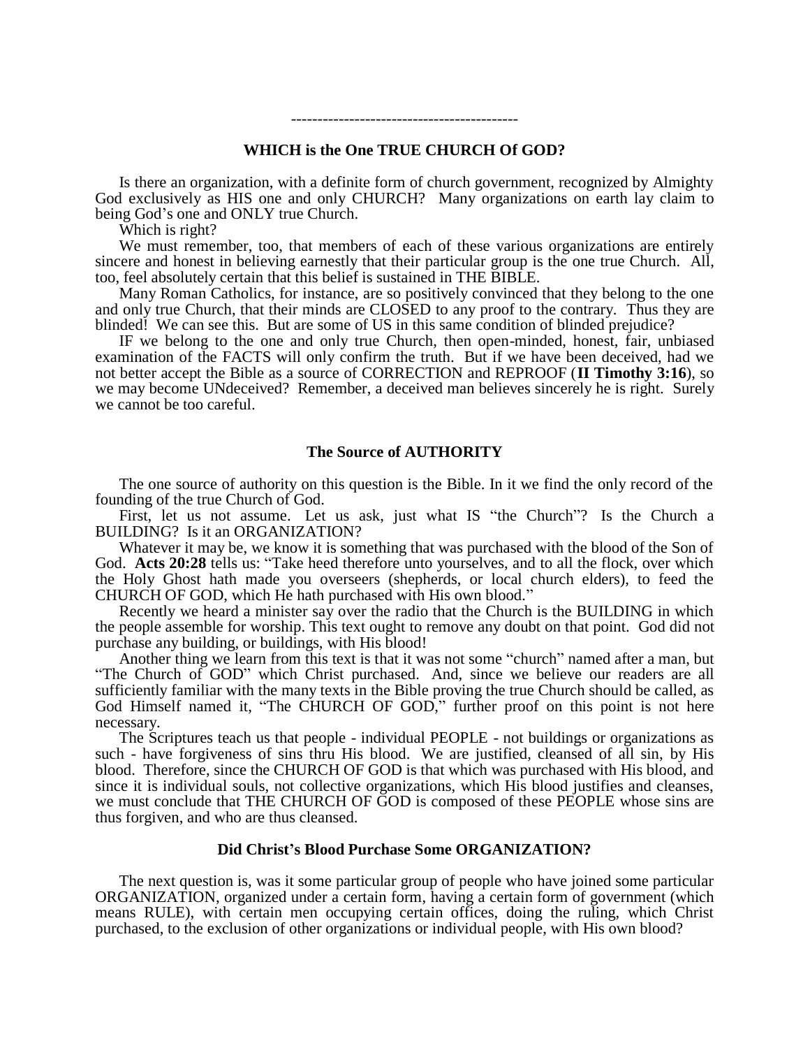-------------------------------------------

### WHICH is the One TRUE CHURCH Of GOD?

Is there an organization, with a definite form of church government, recognized by Almighty God exclusively as HIS one and only CHURCH? Many organizations on earth lay claim to being God's one and ONLY true Church.

Which is right?

We must remember, too, that members of each of these various organizations are entirely sincere and honest in believing earnestly that their particular group is the one true Church. All, too, feel absolutely certain that this belief is sustained in THE BIBLE.

Many Roman Catholics, for instance, are so positively convinced that they belong to the one and only true Church, that their minds are CLOSED to any proof to the contrary. Thus they are blinded! We can see this. But are some of US in this same condition of blinded prejudice?

IF we belong to the one and only true Church, then open-minded, honest, fair, unbiased examination of the FACTS will only confirm the truth. But if we have been deceived, had we not better accept the Bible as a source of CORRECTION and REPROOF (**II Timothy 3:16**), so we may become UNdeceived? Remember, a deceived man believes sincerely he is right. Surely we cannot be too careful.

### The Source of AUTHORITY

The one source of authority on this question is the Bible. In it we find the only record of the founding of the true Church of God.

First, let us not assume. Let us ask, just what IS "the Church"? Is the Church a BUILDING? Is it an ORGANIZATION?

Whatever it may be, we know it is something that was purchased with the blood of the Son of God. **Acts 20:28** tells us: "Take heed therefore unto yourselves, and to all the flock, over which the Holy Ghost hath made you overseers (shepherds, or local church elders), to feed the CHURCH OF GOD, which He hath purchased with His own blood."

Recently we heard a minister say over the radio that the Church is the BUILDING in which the people assemble for worship. This text ought to remove any doubt on that point. God did not purchase any building, or buildings, with His blood!

Another thing we learn from this text is that it was not some "church" named after a man, but "The Church of GOD" which Christ purchased. And, since we believe our readers are all sufficiently familiar with the many texts in the Bible proving the true Church should be called, as God Himself named it, "The CHURCH OF GOD," further proof on this point is not here necessary.

The Scriptures teach us that people - individual PEOPLE - not buildings or organizations as such - have forgiveness of sins thru His blood. We are justified, cleansed of all sin, by His blood. Therefore, since the CHURCH OF GOD is that which was purchased with His blood, and since it is individual souls, not collective organizations, which His blood justifies and cleanses, we must conclude that THE CHURCH OF GOD is composed of these PEOPLE whose sins are thus forgiven, and who are thus cleansed.

### Did Christ's Blood Purchase Some ORGANIZATION?

The next question is, was it some particular group of people who have joined some particular ORGANIZATION, organized under a certain form, having a certain form of government (which means RULE), with certain men occupying certain offices, doing the ruling, which Christ purchased, to the exclusion of other organizations or individual people, with His own blood?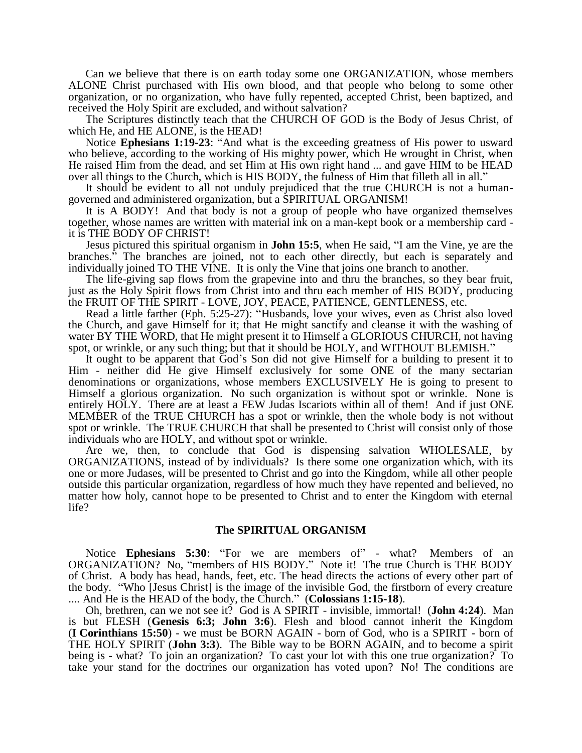Can we believe that there is on earth today some one ORGANIZATION, whose members ALONE Christ purchased with His own blood, and that people who belong to some other organization, or no organization, who have fully repented, accepted Christ, been baptized, and received the Holy Spirit are excluded, and without salvation?

The Scriptures distinctly teach that the CHURCH OF GOD is the Body of Jesus Christ, of which He, and HE ALONE, is the HEAD!

Notice **Ephesians 1:19-23**: "And what is the exceeding greatness of His power to usward who believe, according to the working of His mighty power, which He wrought in Christ, when He raised Him from the dead, and set Him at His own right hand ... and gave HIM to be HEAD over all things to the Church, which is HIS BODY, the fulness of Him that filleth all in all."

It should be evident to all not unduly prejudiced that the true CHURCH is not a human-governed and administered organization, but a SPIRITUAL ORGANISM!

It is A BODY! And that body is not a group of people who have organized themselves together, whose names are written with material ink on a man-kept book or a membership card - it is THE BODY OF CHRIST!

Jesus pictured this spiritual organism in **John 15:5**, when He said, "I am the Vine, ye are the branches." The branches are joined, not to each other directly, but each is separately and individually joined TO THE VINE. It is only the Vine that joins one branch to another.

The life-giving sap flows from the grapevine into and thru the branches, so they bear fruit, just as the Holy Spirit flows from Christ into and thru each member of HIS BODY, producing the FRUIT OF THE SPIRIT - LOVE, JOY, PEACE, PATIENCE, GENTLENESS, etc.

Read a little farther (Eph. 5:25-27): "Husbands, love your wives, even as Christ also loved the Church, and gave Himself for it; that He might sanctify and cleanse it with the washing of water BY THE WORD, that He might present it to Himself a GLORIOUS CHURCH, not having spot, or wrinkle, or any such thing; but that it should be HOLY, and WITHOUT BLEMISH."

It ought to be apparent that God's Son did not give Himself for a building to present it to Him - neither did He give Himself exclusively for some ONE of the many sectarian denominations or organizations, whose members EXCLUSIVELY He is going to present to Himself a glorious organization. No such organization is without spot or wrinkle. None is entirely HOLY. There are at least a FEW Judas Iscariots within all of them! And if just ONE MEMBER of the TRUE CHURCH has a spot or wrinkle, then the whole body is not without spot or wrinkle. The TRUE CHURCH that shall be presented to Christ will consist only of those individuals who are HOLY, and without spot or wrinkle.

Are we, then, to conclude that God is dispensing salvation WHOLESALE, by ORGANIZATIONS, instead of by individuals? Is there some one organization which, with its one or more Judases, will be presented to Christ and go into the Kingdom, while all other people outside this particular organization, regardless of how much they have repented and believed, no matter how holy, cannot hope to be presented to Christ and to enter the Kingdom with eternal life?

### The SPIRITUAL ORGANISM

Notice **Ephesians 5:30**: "For we are members of" - what? Members of an ORGANIZATION? No, "members of HIS BODY." Note it! The true Church is THE BODY of Christ. A body has head, hands, feet, etc. The head directs the actions of every other part of the body. "Who [Jesus Christ] is the image of the invisible God, the firstborn of every creature .... And He is the HEAD of the body, the Church." (**Colossians 1:15-18**).

Oh, brethren, can we not see it? God is A SPIRIT - invisible, immortal! (**John 4:24**). Man is but FLESH (**Genesis 6:3; John 3:6**). Flesh and blood cannot inherit the Kingdom (**I Corinthians 15:50**) - we must be BORN AGAIN - born of God, who is a SPIRIT - born of THE HOLY SPIRIT (**John 3:3**). The Bible way to be BORN AGAIN, and to become a spirit being is - what? To join an organization? To cast your lot with this one true organization? To take your stand for the doctrines our organization has voted upon? No! The conditions are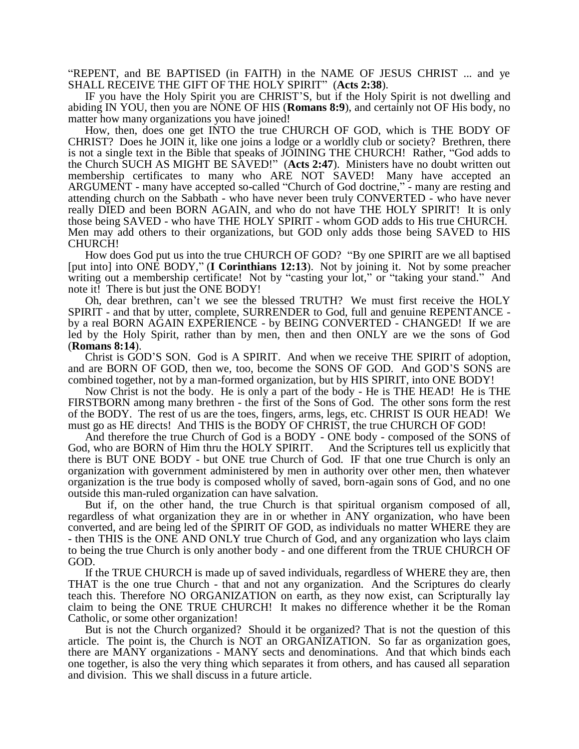"REPENT, and BE BAPTISED (in FAITH) in the NAME OF JESUS CHRIST ... and ye SHALL RECEIVE THE GIFT OF THE HOLY SPIRIT" (**Acts 2:38**).

IF you have the Holy Spirit you are CHRIST'S, but if the Holy Spirit is not dwelling and abiding IN YOU, then you are NONE OF HIS (**Romans 8:9**), and certainly not OF His body, no matter how many organizations you have joined!

How, then, does one get INTO the true CHURCH OF GOD, which is THE BODY OF CHRIST? Does he JOIN it, like one joins a lodge or a worldly club or society? Brethren, there is not a single text in the Bible that speaks of JOINING THE CHURCH! Rather, "God adds to the Church SUCH AS MIGHT BE SAVED!" (**Acts 2:47**). Ministers have no doubt written out membership certificates to many who ARE NOT SAVED! Many have accepted an ARGUMENT - many have accepted so-called "Church of God doctrine," - many are resting and attending church on the Sabbath - who have never been truly CONVERTED - who have never really DIED and been BORN AGAIN, and who do not have THE HOLY SPIRIT! It is only those being SAVED - who have THE HOLY SPIRIT - whom GOD adds to His true CHURCH. Men may add others to their organizations, but GOD only adds those being SAVED to HIS CHURCH!

How does God put us into the true CHURCH OF GOD? "By one SPIRIT are we all baptised [put into] into ONE BODY," (**I Corinthians 12:13**). Not by joining it. Not by some preacher writing out a membership certificate! Not by "casting your lot," or "taking your stand." And note it! There is but just the ONE BODY!

Oh, dear brethren, can't we see the blessed TRUTH? We must first receive the HOLY SPIRIT - and that by utter, complete, SURRENDER to God, full and genuine REPENTANCE - by a real BORN AGAIN EXPERIENCE - by BEING CONVERTED - CHANGED! If we are led by the Holy Spirit, rather than by men, then and then ONLY are we the sons of God (**Romans 8:14**).

Christ is GOD'S SON. God is A SPIRIT. And when we receive THE SPIRIT of adoption, and are BORN OF GOD, then we, too, become the SONS OF GOD. And GOD'S SONS are combined together, not by a man-formed organization, but by HIS SPIRIT, into ONE BODY!

Now Christ is not the body. He is only a part of the body - He is THE HEAD! He is THE FIRSTBORN among many brethren - the first of the Sons of God. The other sons form the rest of the BODY. The rest of us are the toes, fingers, arms, legs, etc. CHRIST IS OUR HEAD! We must go as HE directs! And THIS is the BODY OF CHRIST, the true CHURCH OF GOD!

And therefore the true Church of God is a BODY - ONE body - composed of the SONS of God, who are BORN of Him thru the HOLY SPIRIT. And the Scriptures tell us explicitly that there is BUT ONE BODY - but ONE true Church of God. IF that one true Church is only an organization with government administered by men in authority over other men, then whatever organization is the true body is composed wholly of saved, born-again sons of God, and no one outside this man-ruled organization can have salvation.

But if, on the other hand, the true Church is that spiritual organism composed of all, regardless of what organization they are in or whether in ANY organization, who have been converted, and are being led of the SPIRIT OF GOD, as individuals no matter WHERE they are - then THIS is the ONE AND ONLY true Church of God, and any organization who lays claim to being the true Church is only another body - and one different from the TRUE CHURCH OF GOD.

If the TRUE CHURCH is made up of saved individuals, regardless of WHERE they are, then THAT is the one true Church - that and not any organization. And the Scriptures do clearly teach this. Therefore NO ORGANIZATION on earth, as they now exist, can Scripturally lay claim to being the ONE TRUE CHURCH! It makes no difference whether it be the Roman Catholic, or some other organization!

But is not the Church organized? Should it be organized? That is not the question of this article. The point is, the Church is NOT an ORGANIZATION. So far as organization goes, there are MANY organizations - MANY sects and denominations. And that which binds each one together, is also the very thing which separates it from others, and has caused all separation and division. This we shall discuss in a future article.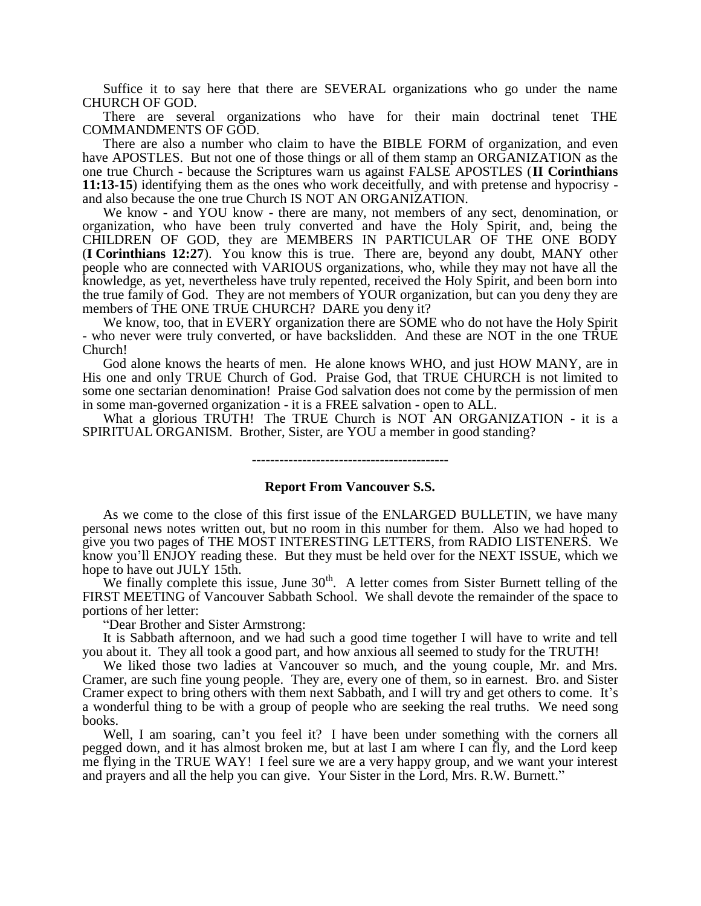Suffice it to say here that there are SEVERAL organizations who go under the name CHURCH OF GOD.

There are several organizations who have for their main doctrinal tenet THE COMMANDMENTS OF GOD.

There are also a number who claim to have the BIBLE FORM of organization, and even have APOSTLES. But not one of those things or all of them stamp an ORGANIZATION as the one true Church - because the Scriptures warn us against FALSE APOSTLES (**II Corinthians 11:13-15**) identifying them as the ones who work deceitfully, and with pretense and hypocrisy - and also because the one true Church IS NOT AN ORGANIZATION.

We know - and YOU know - there are many, not members of any sect, denomination, or organization, who have been truly converted and have the Holy Spirit, and, being the CHILDREN OF GOD, they are MEMBERS IN PARTICULAR OF THE ONE BODY (**I Corinthians 12:27**). You know this is true. There are, beyond any doubt, MANY other people who are connected with VARIOUS organizations, who, while they may not have all the knowledge, as yet, nevertheless have truly repented, received the Holy Spirit, and been born into the true family of God. They are not members of YOUR organization, but can you deny they are members of THE ONE TRUE CHURCH? DARE you deny it?

We know, too, that in EVERY organization there are SOME who do not have the Holy Spirit - who never were truly converted, or have backslidden. And these are NOT in the one TRUE Church!

God alone knows the hearts of men. He alone knows WHO, and just HOW MANY, are in His one and only TRUE Church of God. Praise God, that TRUE CHURCH is not limited to some one sectarian denomination! Praise God salvation does not come by the permission of men in some man-governed organization - it is a FREE salvation - open to ALL.

What a glorious TRUTH! The TRUE Church is NOT AN ORGANIZATION - it is a SPIRITUAL ORGANISM. Brother, Sister, are YOU a member in good standing?

-------------------------------------------

**Report From Vancouver S.S.**

As we come to the close of this first issue of the ENLARGED BULLETIN, we have many personal news notes written out, but no room in this number for them. Also we had hoped to give you two pages of THE MOST INTERESTING LETTERS, from RADIO LISTENERS. We know you'll ENJOY reading these. But they must be held over for the NEXT ISSUE, which we hope to have out JULY 15th.

We finally complete this issue, June 30th. A letter comes from Sister Burnett telling of the FIRST MEETING of Vancouver Sabbath School. We shall devote the remainder of the space to portions of her letter:

"Dear Brother and Sister Armstrong:

It is Sabbath afternoon, and we had such a good time together I will have to write and tell you about it. They all took a good part, and how anxious all seemed to study for the TRUTH!

We liked those two ladies at Vancouver so much, and the young couple, Mr. and Mrs. Cramer, are such fine young people. They are, every one of them, so in earnest. Bro. and Sister Cramer expect to bring others with them next Sabbath, and I will try and get others to come. It's a wonderful thing to be with a group of people who are seeking the real truths. We need song books.

Well, I am soaring, can't you feel it? I have been under something with the corners all pegged down, and it has almost broken me, but at last I am where I can fly, and the Lord keep me flying in the TRUE WAY! I feel sure we are a very happy group, and we want your interest and prayers and all the help you can give. Your Sister in the Lord, Mrs. R.W. Burnett."